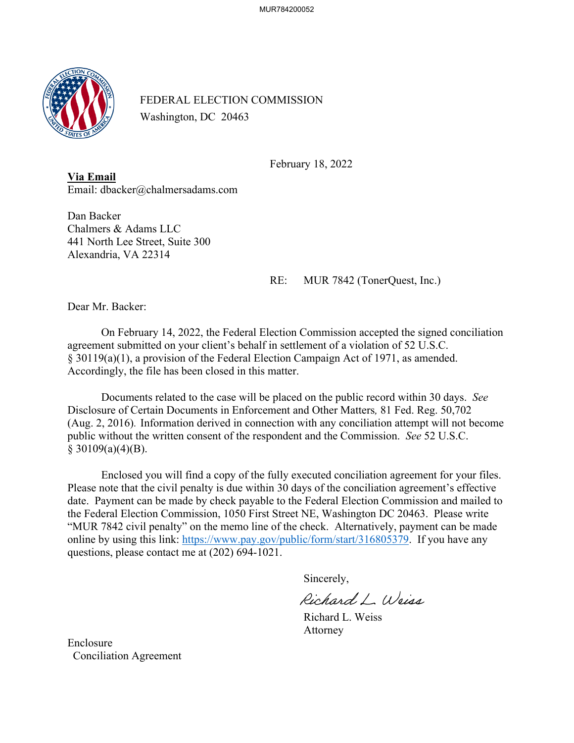FEDERAL ELECTION COMMISSION
Washington, DC 20463

February 18, 2022

**Via Email**
Email: dbacker@chalmersadams.com

Dan Backer
Chalmers & Adams LLC
441 North Lee Street, Suite 300
Alexandria, VA 22314

RE: MUR 7842 (TonerQuest, Inc.)

Dear Mr. Backer:

On February 14, 2022, the Federal Election Commission accepted the signed conciliation agreement submitted on your client's behalf in settlement of a violation of 52 U.S.C. § 30119(a)(1), a provision of the Federal Election Campaign Act of 1971, as amended. Accordingly, the file has been closed in this matter.

Documents related to the case will be placed on the public record within 30 days. *See* Disclosure of Certain Documents in Enforcement and Other Matters*,* 81 Fed. Reg. 50,702 (Aug. 2, 2016)*.* Information derived in connection with any conciliation attempt will not become public without the written consent of the respondent and the Commission. *See* 52 U.S.C. § 30109(a)(4)(B).

Enclosed you will find a copy of the fully executed conciliation agreement for your files. Please note that the civil penalty is due within 30 days of the conciliation agreement's effective date. Payment can be made by check payable to the Federal Election Commission and mailed to the Federal Election Commission, 1050 First Street NE, Washington DC 20463. Please write "MUR 7842 civil penalty" on the memo line of the check. Alternatively, payment can be made online by using this link: https://www.pay.gov/public/form/start/316805379. If you have any questions, please contact me at (202) 694-1021.

Sincerely,

*Richard L. Weiss*

Richard L. Weiss
Attorney

Enclosure
Conciliation Agreement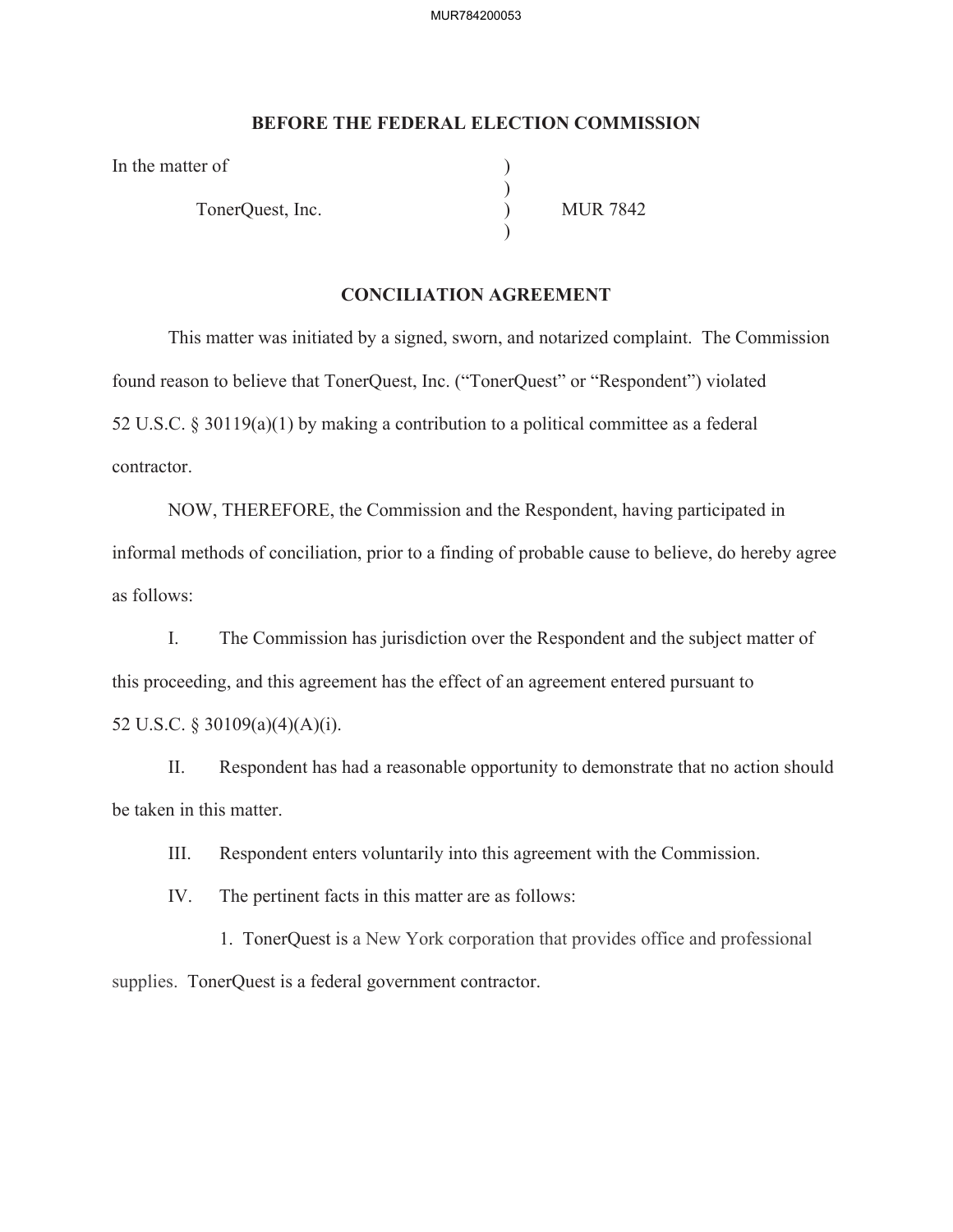## BEFORE THE FEDERAL ELECTION COMMISSION

In the matter of )
)
TonerQuest, Inc. ) MUR 7842
)

## CONCILIATION AGREEMENT

This matter was initiated by a signed, sworn, and notarized complaint. The Commission found reason to believe that TonerQuest, Inc. ("TonerQuest" or "Respondent") violated 52 U.S.C. § 30119(a)(1) by making a contribution to a political committee as a federal contractor.

NOW, THEREFORE, the Commission and the Respondent, having participated in informal methods of conciliation, prior to a finding of probable cause to believe, do hereby agree as follows:

I. The Commission has jurisdiction over the Respondent and the subject matter of this proceeding, and this agreement has the effect of an agreement entered pursuant to 52 U.S.C. § 30109(a)(4)(A)(i).

II. Respondent has had a reasonable opportunity to demonstrate that no action should be taken in this matter.

III. Respondent enters voluntarily into this agreement with the Commission.

IV. The pertinent facts in this matter are as follows:

1. TonerQuest is a New York corporation that provides office and professional supplies. TonerQuest is a federal government contractor.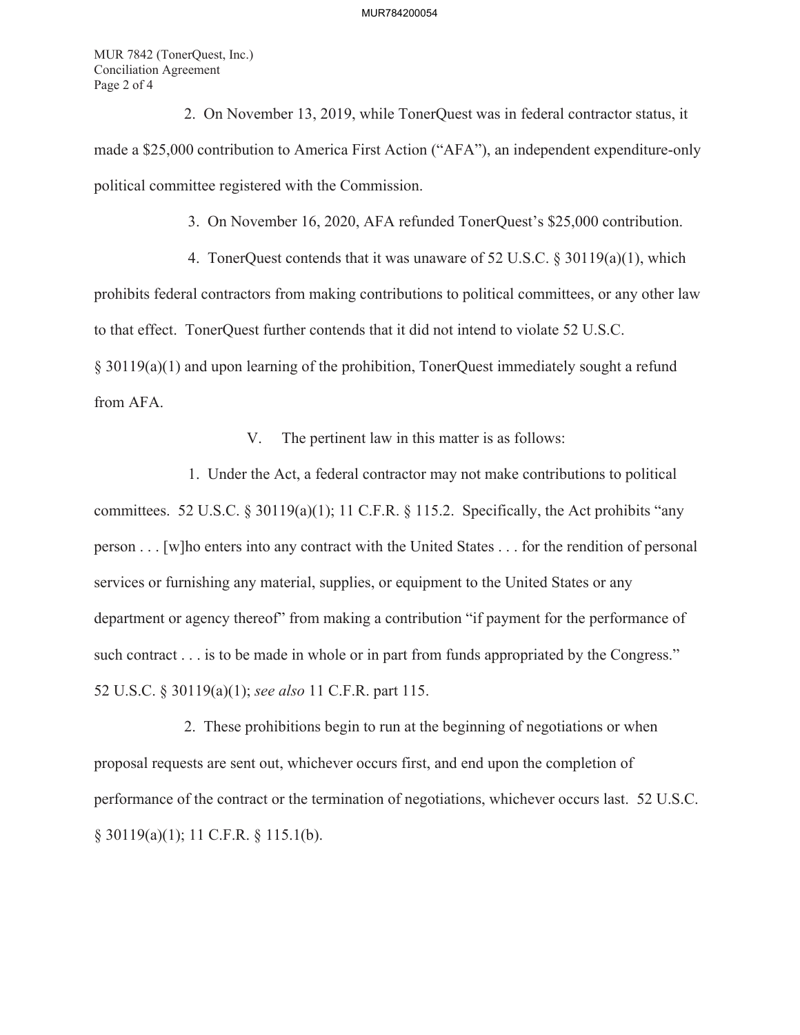2. On November 13, 2019, while TonerQuest was in federal contractor status, it made a $25,000 contribution to America First Action ("AFA"), an independent expenditure-only political committee registered with the Commission.

3. On November 16, 2020, AFA refunded TonerQuest's $25,000 contribution.

4. TonerQuest contends that it was unaware of 52 U.S.C. § 30119(a)(1), which prohibits federal contractors from making contributions to political committees, or any other law to that effect. TonerQuest further contends that it did not intend to violate 52 U.S.C. § 30119(a)(1) and upon learning of the prohibition, TonerQuest immediately sought a refund from AFA.

V. The pertinent law in this matter is as follows:

1. Under the Act, a federal contractor may not make contributions to political committees. 52 U.S.C. § 30119(a)(1); 11 C.F.R. § 115.2. Specifically, the Act prohibits "any person . . . [w]ho enters into any contract with the United States . . . for the rendition of personal services or furnishing any material, supplies, or equipment to the United States or any department or agency thereof" from making a contribution "if payment for the performance of such contract . . . is to be made in whole or in part from funds appropriated by the Congress." 52 U.S.C. § 30119(a)(1); *see also* 11 C.F.R. part 115.

2. These prohibitions begin to run at the beginning of negotiations or when proposal requests are sent out, whichever occurs first, and end upon the completion of performance of the contract or the termination of negotiations, whichever occurs last. 52 U.S.C. § 30119(a)(1); 11 C.F.R. § 115.1(b).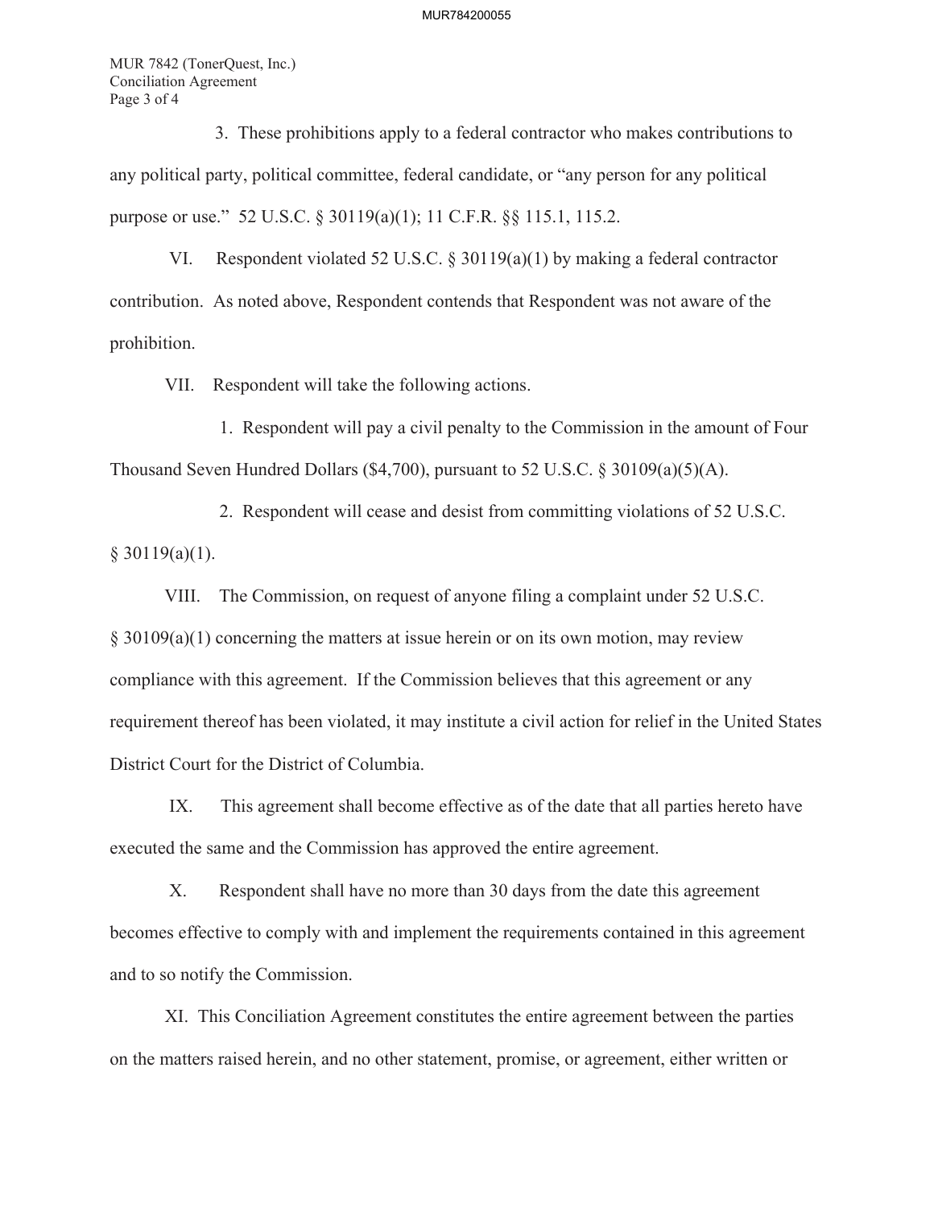3. These prohibitions apply to a federal contractor who makes contributions to any political party, political committee, federal candidate, or "any person for any political purpose or use." 52 U.S.C. § 30119(a)(1); 11 C.F.R. §§ 115.1, 115.2.

VI. Respondent violated 52 U.S.C. § 30119(a)(1) by making a federal contractor contribution. As noted above, Respondent contends that Respondent was not aware of the prohibition.

VII. Respondent will take the following actions.

1. Respondent will pay a civil penalty to the Commission in the amount of Four Thousand Seven Hundred Dollars ($4,700), pursuant to 52 U.S.C. § 30109(a)(5)(A).

2. Respondent will cease and desist from committing violations of 52 U.S.C. § 30119(a)(1).

VIII. The Commission, on request of anyone filing a complaint under 52 U.S.C. § 30109(a)(1) concerning the matters at issue herein or on its own motion, may review compliance with this agreement. If the Commission believes that this agreement or any requirement thereof has been violated, it may institute a civil action for relief in the United States District Court for the District of Columbia.

IX. This agreement shall become effective as of the date that all parties hereto have executed the same and the Commission has approved the entire agreement.

X. Respondent shall have no more than 30 days from the date this agreement becomes effective to comply with and implement the requirements contained in this agreement and to so notify the Commission.

XI. This Conciliation Agreement constitutes the entire agreement between the parties on the matters raised herein, and no other statement, promise, or agreement, either written or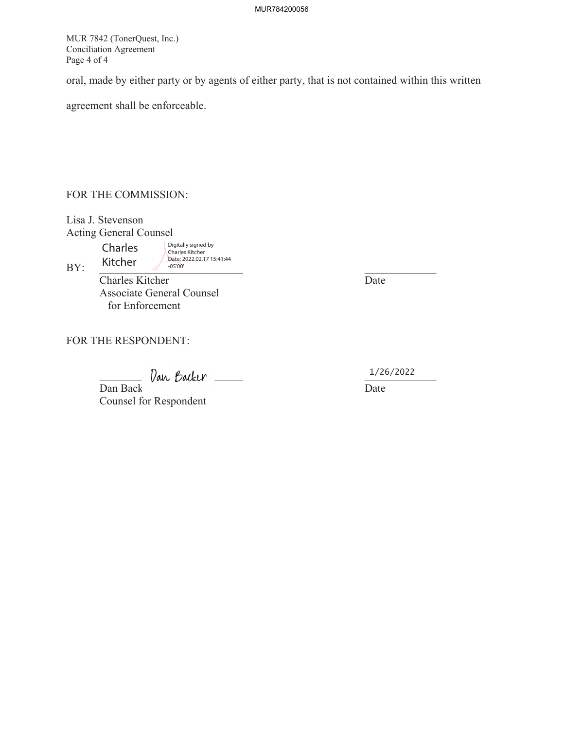oral, made by either party or by agents of either party, that is not contained within this written agreement shall be enforceable.

FOR THE COMMISSION:

Lisa J. Stevenson
Acting General Counsel

BY: Charles Kitcher — Digitally signed by Charles Kitcher Date: 2022.02.17 15:41:44 -05'00'

Charles Kitcher
Associate General Counsel
for Enforcement

Date

FOR THE RESPONDENT:

Dan Backer — 1/26/2022

Dan Back
Counsel for Respondent

Date